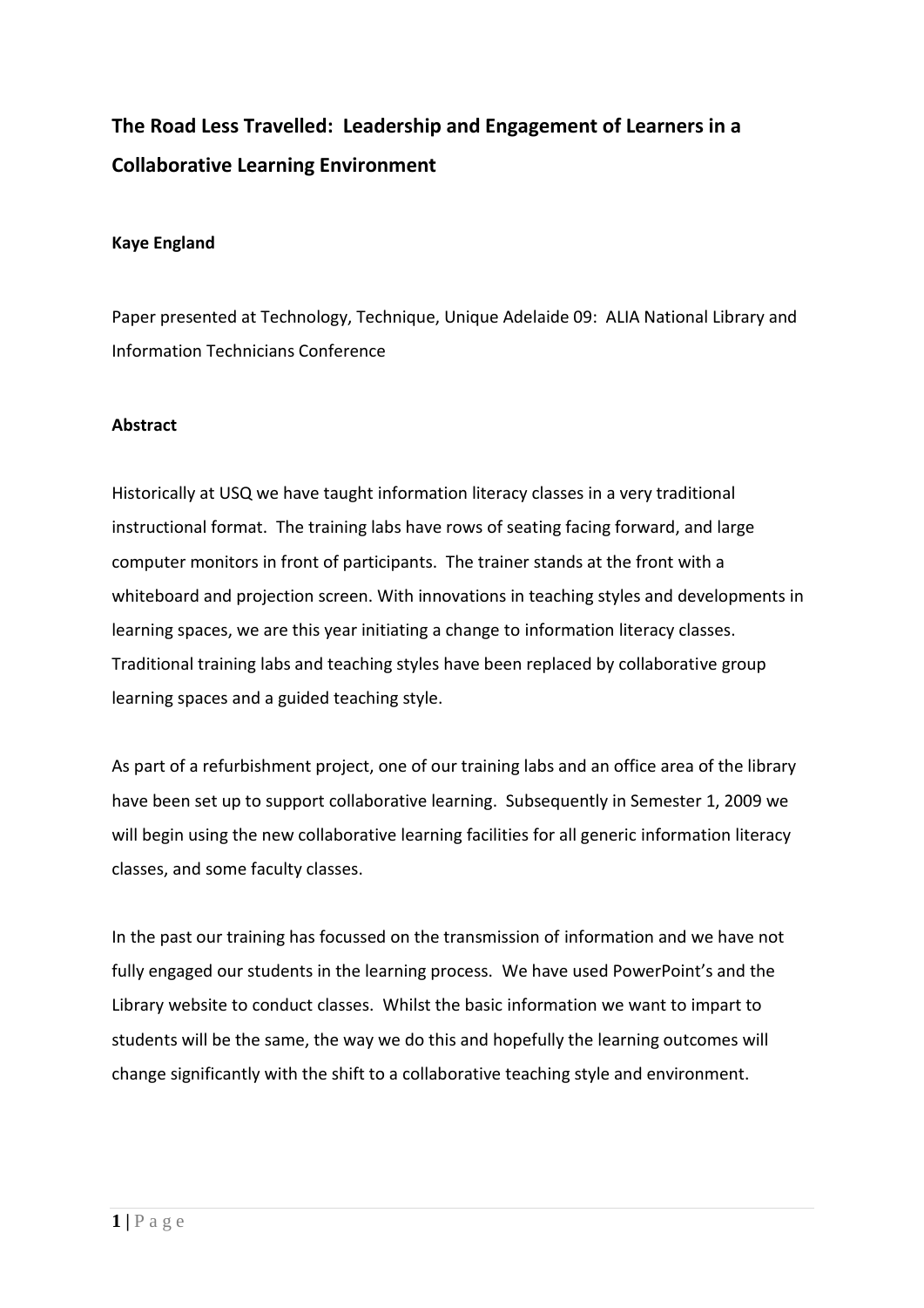# The Road Less Travelled: Leadership and Engagement of Learners in a Collaborative Learning Environment

**Kaye England**

Paper presented at Technology, Technique, Unique Adelaide 09: ALIA National Library and Information Technicians Conference

## Abstract

Historically at USQ we have taught information literacy classes in a very traditional instructional format. The training labs have rows of seating facing forward, and large computer monitors in front of participants. The trainer stands at the front with a whiteboard and projection screen. With innovations in teaching styles and developments in learning spaces, we are this year initiating a change to information literacy classes. Traditional training labs and teaching styles have been replaced by collaborative group learning spaces and a guided teaching style.

As part of a refurbishment project, one of our training labs and an office area of the library have been set up to support collaborative learning. Subsequently in Semester 1, 2009 we will begin using the new collaborative learning facilities for all generic information literacy classes, and some faculty classes.

In the past our training has focussed on the transmission of information and we have not fully engaged our students in the learning process. We have used PowerPoint's and the Library website to conduct classes. Whilst the basic information we want to impart to students will be the same, the way we do this and hopefully the learning outcomes will change significantly with the shift to a collaborative teaching style and environment.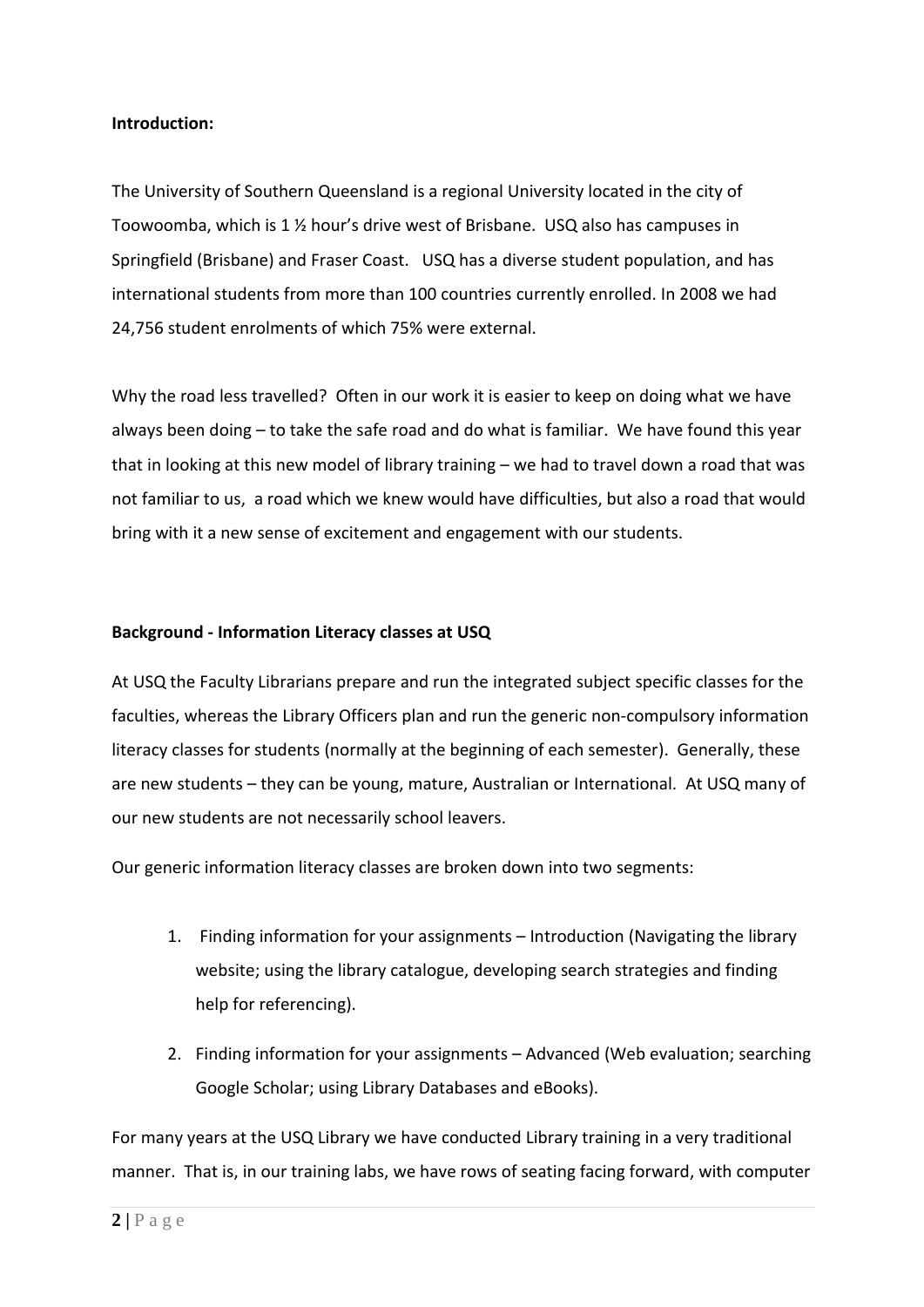**Introduction:**

The University of Southern Queensland is a regional University located in the city of Toowoomba, which is 1 ½ hour's drive west of Brisbane. USQ also has campuses in Springfield (Brisbane) and Fraser Coast. USQ has a diverse student population, and has international students from more than 100 countries currently enrolled. In 2008 we had 24,756 student enrolments of which 75% were external.

Why the road less travelled? Often in our work it is easier to keep on doing what we have always been doing – to take the safe road and do what is familiar. We have found this year that in looking at this new model of library training – we had to travel down a road that was not familiar to us, a road which we knew would have difficulties, but also a road that would bring with it a new sense of excitement and engagement with our students.

**Background - Information Literacy classes at USQ**

At USQ the Faculty Librarians prepare and run the integrated subject specific classes for the faculties, whereas the Library Officers plan and run the generic non-compulsory information literacy classes for students (normally at the beginning of each semester). Generally, these are new students – they can be young, mature, Australian or International. At USQ many of our new students are not necessarily school leavers.

Our generic information literacy classes are broken down into two segments:

1. Finding information for your assignments – Introduction (Navigating the library website; using the library catalogue, developing search strategies and finding help for referencing).
2. Finding information for your assignments – Advanced (Web evaluation; searching Google Scholar; using Library Databases and eBooks).

For many years at the USQ Library we have conducted Library training in a very traditional manner. That is, in our training labs, we have rows of seating facing forward, with computer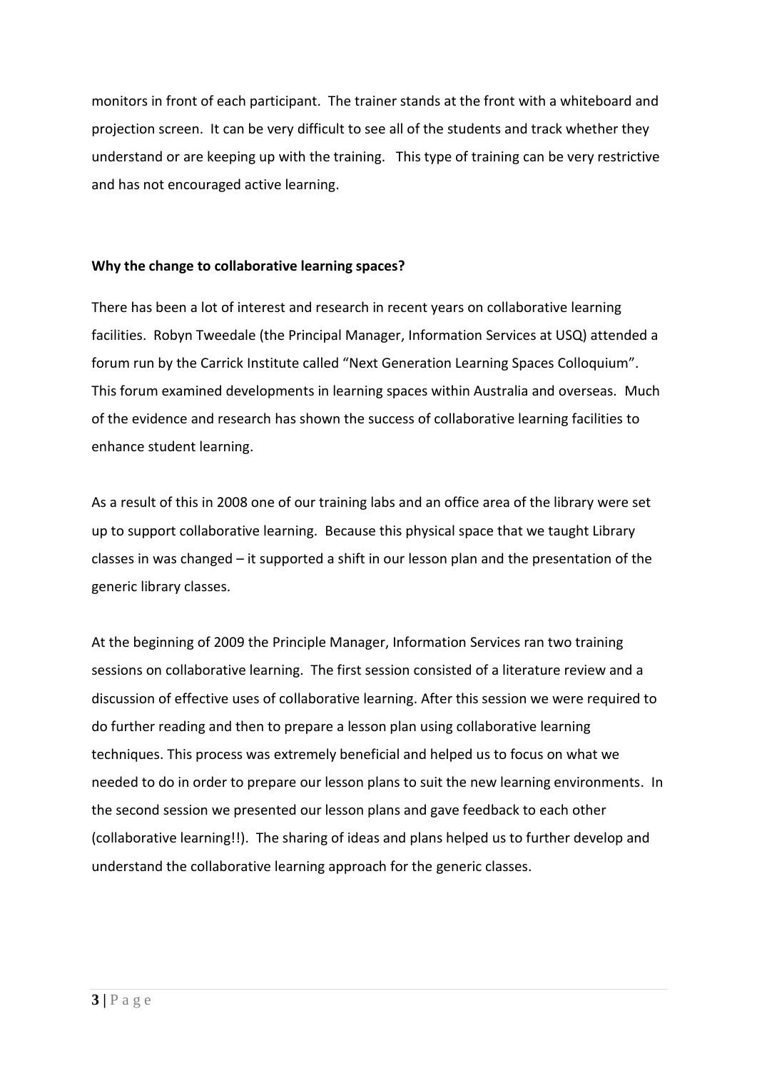monitors in front of each participant. The trainer stands at the front with a whiteboard and projection screen. It can be very difficult to see all of the students and track whether they understand or are keeping up with the training. This type of training can be very restrictive and has not encouraged active learning.

**Why the change to collaborative learning spaces?**

There has been a lot of interest and research in recent years on collaborative learning facilities. Robyn Tweedale (the Principal Manager, Information Services at USQ) attended a forum run by the Carrick Institute called "Next Generation Learning Spaces Colloquium". This forum examined developments in learning spaces within Australia and overseas. Much of the evidence and research has shown the success of collaborative learning facilities to enhance student learning.

As a result of this in 2008 one of our training labs and an office area of the library were set up to support collaborative learning. Because this physical space that we taught Library classes in was changed – it supported a shift in our lesson plan and the presentation of the generic library classes.

At the beginning of 2009 the Principle Manager, Information Services ran two training sessions on collaborative learning. The first session consisted of a literature review and a discussion of effective uses of collaborative learning. After this session we were required to do further reading and then to prepare a lesson plan using collaborative learning techniques. This process was extremely beneficial and helped us to focus on what we needed to do in order to prepare our lesson plans to suit the new learning environments. In the second session we presented our lesson plans and gave feedback to each other (collaborative learning!!). The sharing of ideas and plans helped us to further develop and understand the collaborative learning approach for the generic classes.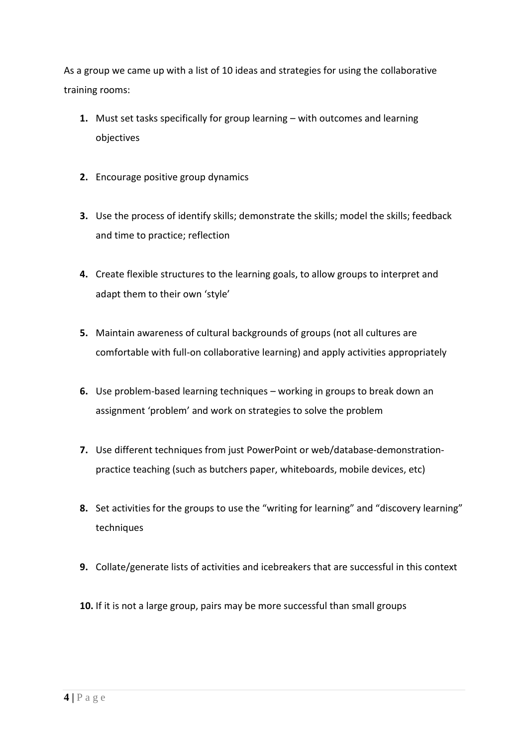As a group we came up with a list of 10 ideas and strategies for using the collaborative training rooms:

1. Must set tasks specifically for group learning – with outcomes and learning objectives

2. Encourage positive group dynamics

3. Use the process of identify skills; demonstrate the skills; model the skills; feedback and time to practice; reflection

4. Create flexible structures to the learning goals, to allow groups to interpret and adapt them to their own 'style'

5. Maintain awareness of cultural backgrounds of groups (not all cultures are comfortable with full-on collaborative learning) and apply activities appropriately

6. Use problem-based learning techniques – working in groups to break down an assignment 'problem' and work on strategies to solve the problem

7. Use different techniques from just PowerPoint or web/database-demonstration-practice teaching (such as butchers paper, whiteboards, mobile devices, etc)

8. Set activities for the groups to use the "writing for learning" and "discovery learning" techniques

9. Collate/generate lists of activities and icebreakers that are successful in this context

10. If it is not a large group, pairs may be more successful than small groups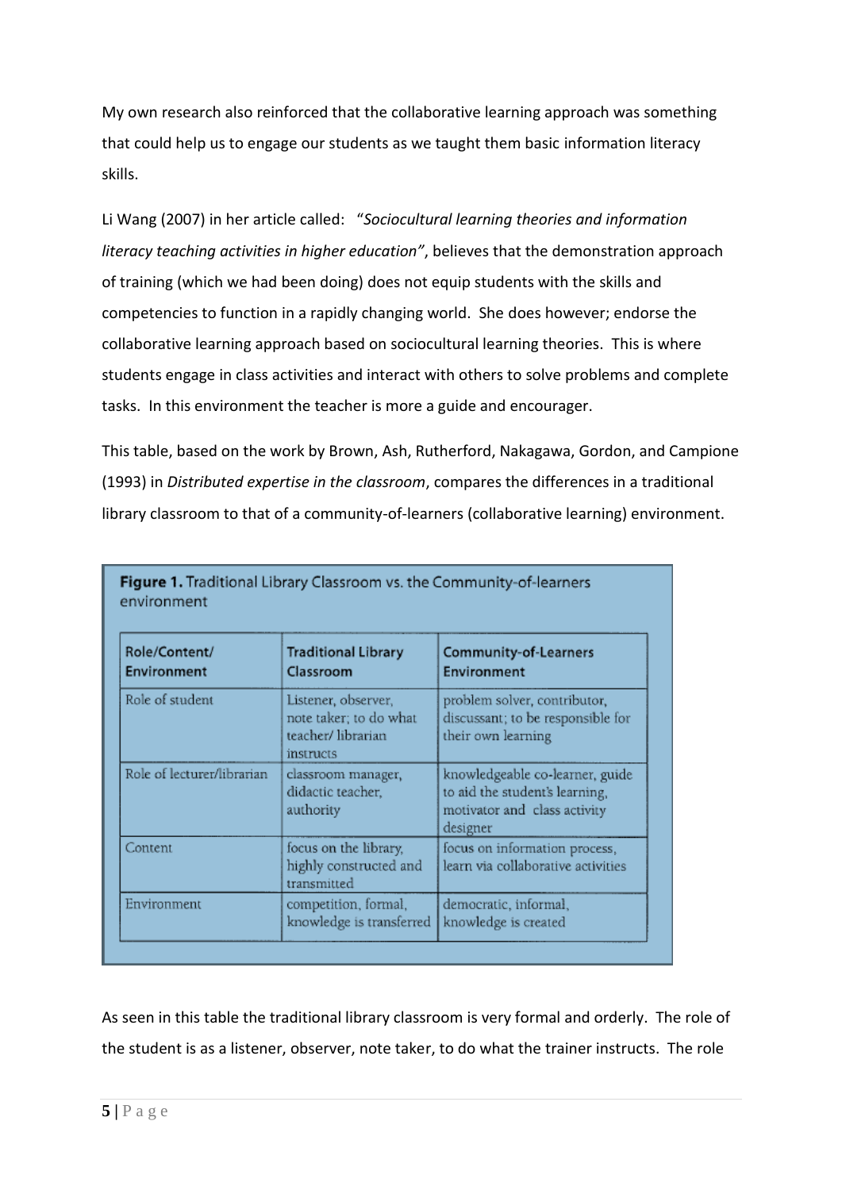My own research also reinforced that the collaborative learning approach was something that could help us to engage our students as we taught them basic information literacy skills.

Li Wang (2007) in her article called: "*Sociocultural learning theories and information literacy teaching activities in higher education"*, believes that the demonstration approach of training (which we had been doing) does not equip students with the skills and competencies to function in a rapidly changing world. She does however; endorse the collaborative learning approach based on sociocultural learning theories. This is where students engage in class activities and interact with others to solve problems and complete tasks. In this environment the teacher is more a guide and encourager.

This table, based on the work by Brown, Ash, Rutherford, Nakagawa, Gordon, and Campione (1993) in *Distributed expertise in the classroom*, compares the differences in a traditional library classroom to that of a community-of-learners (collaborative learning) environment.

**Figure 1.** Traditional Library Classroom vs. the Community-of-learners environment

| Role/Content/ Environment | Traditional Library Classroom | Community-of-Learners Environment |
|---|---|---|
| Role of student | Listener, observer, note taker; to do what teacher/ librarian instructs | problem solver, contributor, discussant; to be responsible for their own learning |
| Role of lecturer/librarian | classroom manager, didactic teacher, authority | knowledgeable co-learner, guide to aid the student's learning, motivator and class activity designer |
| Content | focus on the library, highly constructed and transmitted | focus on information process, learn via collaborative activities |
| Environment | competition, formal, knowledge is transferred | democratic, informal, knowledge is created |

As seen in this table the traditional library classroom is very formal and orderly. The role of the student is as a listener, observer, note taker, to do what the trainer instructs. The role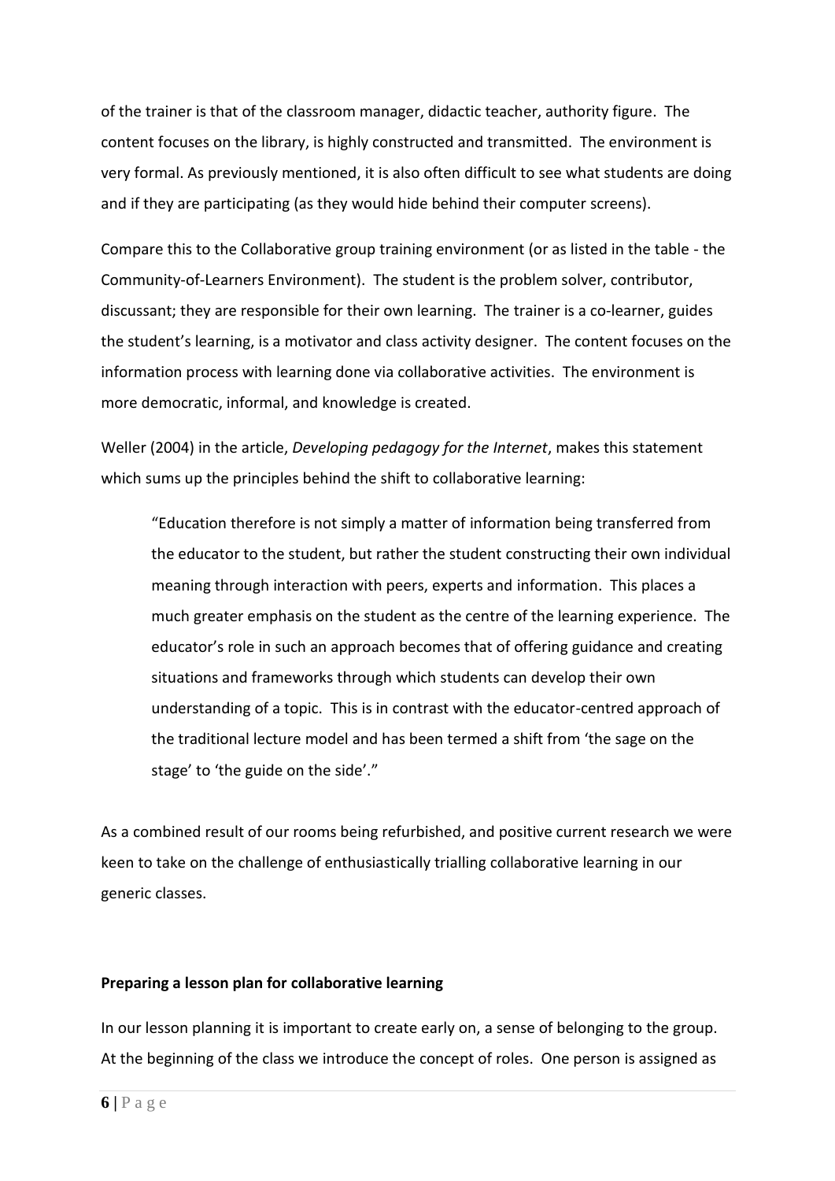of the trainer is that of the classroom manager, didactic teacher, authority figure. The content focuses on the library, is highly constructed and transmitted. The environment is very formal. As previously mentioned, it is also often difficult to see what students are doing and if they are participating (as they would hide behind their computer screens).

Compare this to the Collaborative group training environment (or as listed in the table - the Community-of-Learners Environment). The student is the problem solver, contributor, discussant; they are responsible for their own learning. The trainer is a co-learner, guides the student's learning, is a motivator and class activity designer. The content focuses on the information process with learning done via collaborative activities. The environment is more democratic, informal, and knowledge is created.

Weller (2004) in the article, *Developing pedagogy for the Internet*, makes this statement which sums up the principles behind the shift to collaborative learning:

> "Education therefore is not simply a matter of information being transferred from the educator to the student, but rather the student constructing their own individual meaning through interaction with peers, experts and information. This places a much greater emphasis on the student as the centre of the learning experience. The educator's role in such an approach becomes that of offering guidance and creating situations and frameworks through which students can develop their own understanding of a topic. This is in contrast with the educator-centred approach of the traditional lecture model and has been termed a shift from 'the sage on the stage' to 'the guide on the side'."

As a combined result of our rooms being refurbished, and positive current research we were keen to take on the challenge of enthusiastically trialling collaborative learning in our generic classes.

**Preparing a lesson plan for collaborative learning**

In our lesson planning it is important to create early on, a sense of belonging to the group. At the beginning of the class we introduce the concept of roles. One person is assigned as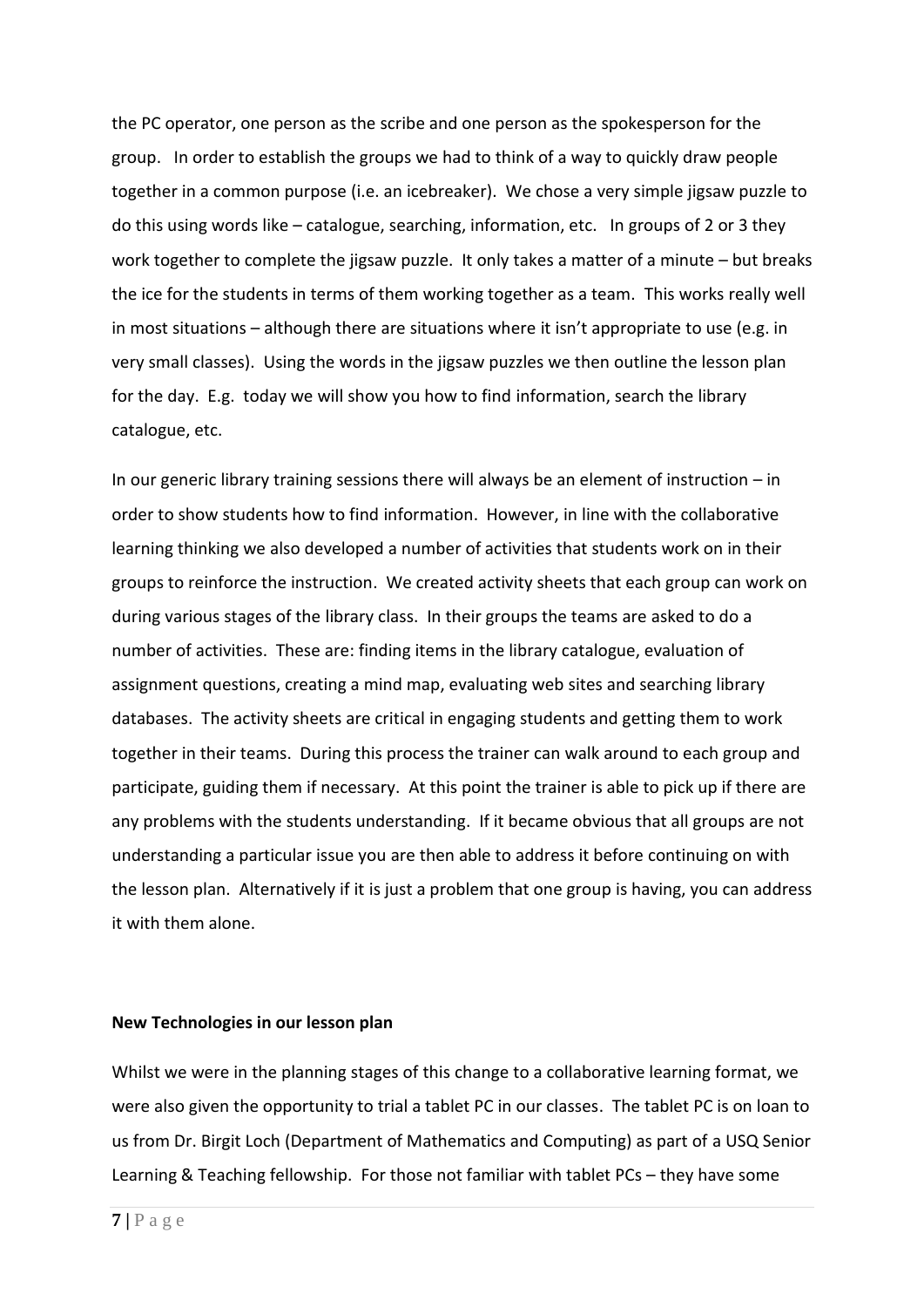the PC operator, one person as the scribe and one person as the spokesperson for the group. In order to establish the groups we had to think of a way to quickly draw people together in a common purpose (i.e. an icebreaker). We chose a very simple jigsaw puzzle to do this using words like – catalogue, searching, information, etc. In groups of 2 or 3 they work together to complete the jigsaw puzzle. It only takes a matter of a minute – but breaks the ice for the students in terms of them working together as a team. This works really well in most situations – although there are situations where it isn't appropriate to use (e.g. in very small classes). Using the words in the jigsaw puzzles we then outline the lesson plan for the day. E.g. today we will show you how to find information, search the library catalogue, etc.

In our generic library training sessions there will always be an element of instruction – in order to show students how to find information. However, in line with the collaborative learning thinking we also developed a number of activities that students work on in their groups to reinforce the instruction. We created activity sheets that each group can work on during various stages of the library class. In their groups the teams are asked to do a number of activities. These are: finding items in the library catalogue, evaluation of assignment questions, creating a mind map, evaluating web sites and searching library databases. The activity sheets are critical in engaging students and getting them to work together in their teams. During this process the trainer can walk around to each group and participate, guiding them if necessary. At this point the trainer is able to pick up if there are any problems with the students understanding. If it became obvious that all groups are not understanding a particular issue you are then able to address it before continuing on with the lesson plan. Alternatively if it is just a problem that one group is having, you can address it with them alone.

**New Technologies in our lesson plan**

Whilst we were in the planning stages of this change to a collaborative learning format, we were also given the opportunity to trial a tablet PC in our classes. The tablet PC is on loan to us from Dr. Birgit Loch (Department of Mathematics and Computing) as part of a USQ Senior Learning & Teaching fellowship. For those not familiar with tablet PCs – they have some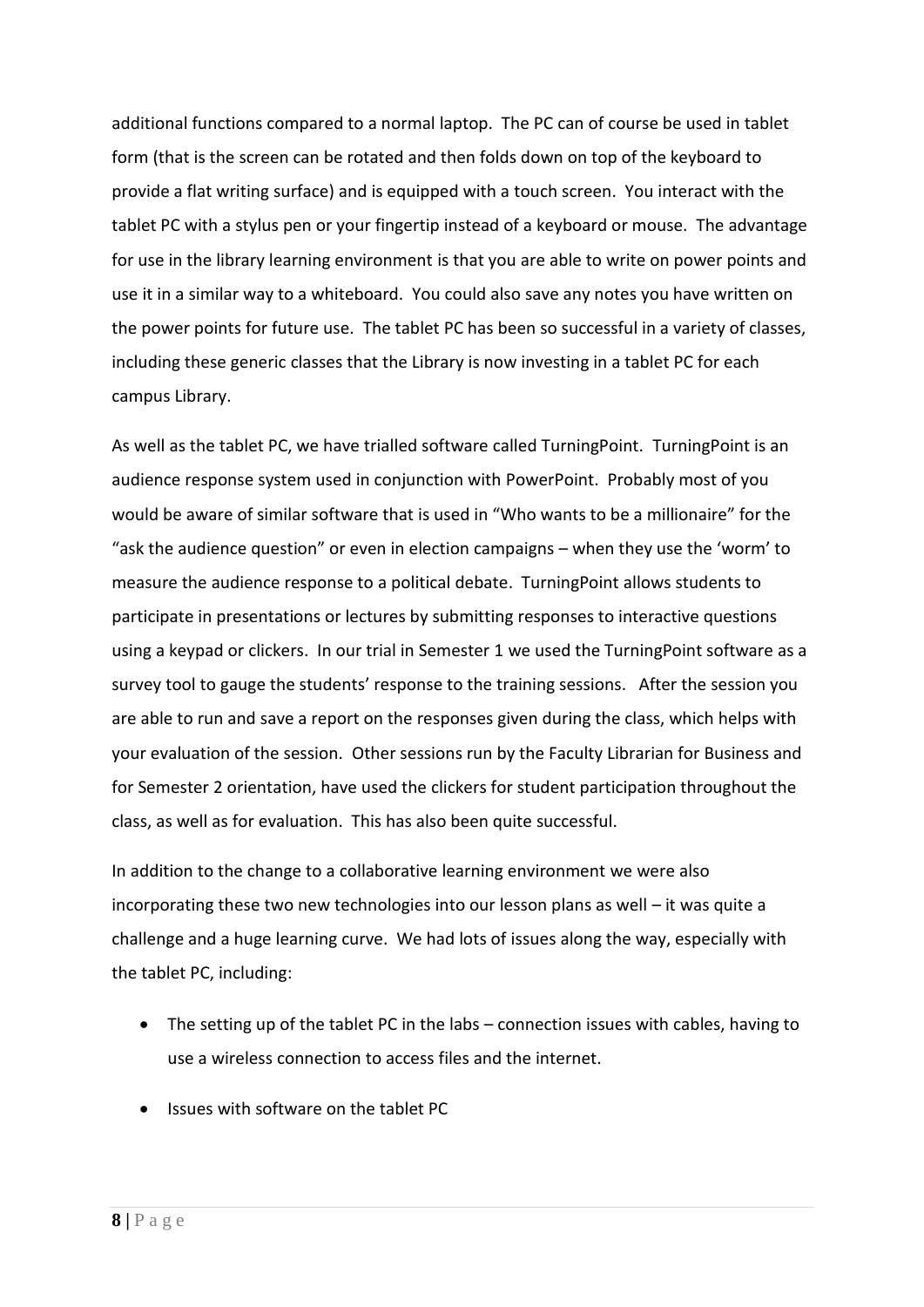additional functions compared to a normal laptop. The PC can of course be used in tablet form (that is the screen can be rotated and then folds down on top of the keyboard to provide a flat writing surface) and is equipped with a touch screen. You interact with the tablet PC with a stylus pen or your fingertip instead of a keyboard or mouse. The advantage for use in the library learning environment is that you are able to write on power points and use it in a similar way to a whiteboard. You could also save any notes you have written on the power points for future use. The tablet PC has been so successful in a variety of classes, including these generic classes that the Library is now investing in a tablet PC for each campus Library.

As well as the tablet PC, we have trialled software called TurningPoint. TurningPoint is an audience response system used in conjunction with PowerPoint. Probably most of you would be aware of similar software that is used in "Who wants to be a millionaire" for the "ask the audience question" or even in election campaigns – when they use the 'worm' to measure the audience response to a political debate. TurningPoint allows students to participate in presentations or lectures by submitting responses to interactive questions using a keypad or clickers. In our trial in Semester 1 we used the TurningPoint software as a survey tool to gauge the students' response to the training sessions. After the session you are able to run and save a report on the responses given during the class, which helps with your evaluation of the session. Other sessions run by the Faculty Librarian for Business and for Semester 2 orientation, have used the clickers for student participation throughout the class, as well as for evaluation. This has also been quite successful.

In addition to the change to a collaborative learning environment we were also incorporating these two new technologies into our lesson plans as well – it was quite a challenge and a huge learning curve. We had lots of issues along the way, especially with the tablet PC, including:

- The setting up of the tablet PC in the labs – connection issues with cables, having to use a wireless connection to access files and the internet.
- Issues with software on the tablet PC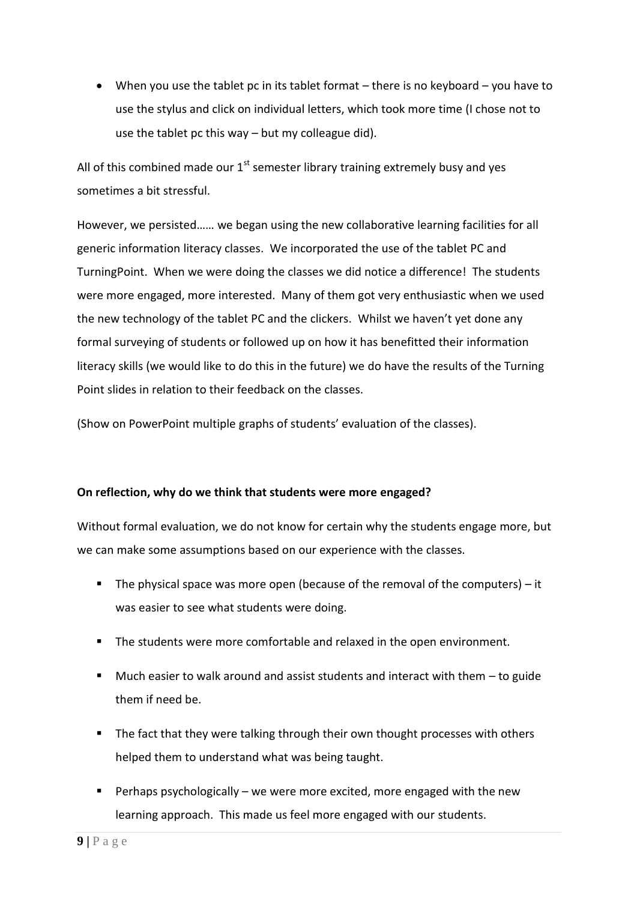- When you use the tablet pc in its tablet format – there is no keyboard – you have to use the stylus and click on individual letters, which took more time (I chose not to use the tablet pc this way – but my colleague did).

All of this combined made our 1st semester library training extremely busy and yes sometimes a bit stressful.

However, we persisted…… we began using the new collaborative learning facilities for all generic information literacy classes. We incorporated the use of the tablet PC and TurningPoint. When we were doing the classes we did notice a difference! The students were more engaged, more interested. Many of them got very enthusiastic when we used the new technology of the tablet PC and the clickers. Whilst we haven't yet done any formal surveying of students or followed up on how it has benefitted their information literacy skills (we would like to do this in the future) we do have the results of the Turning Point slides in relation to their feedback on the classes.

(Show on PowerPoint multiple graphs of students' evaluation of the classes).

**On reflection, why do we think that students were more engaged?**

Without formal evaluation, we do not know for certain why the students engage more, but we can make some assumptions based on our experience with the classes.

- The physical space was more open (because of the removal of the computers) – it was easier to see what students were doing.
- The students were more comfortable and relaxed in the open environment.
- Much easier to walk around and assist students and interact with them – to guide them if need be.
- The fact that they were talking through their own thought processes with others helped them to understand what was being taught.
- Perhaps psychologically – we were more excited, more engaged with the new learning approach. This made us feel more engaged with our students.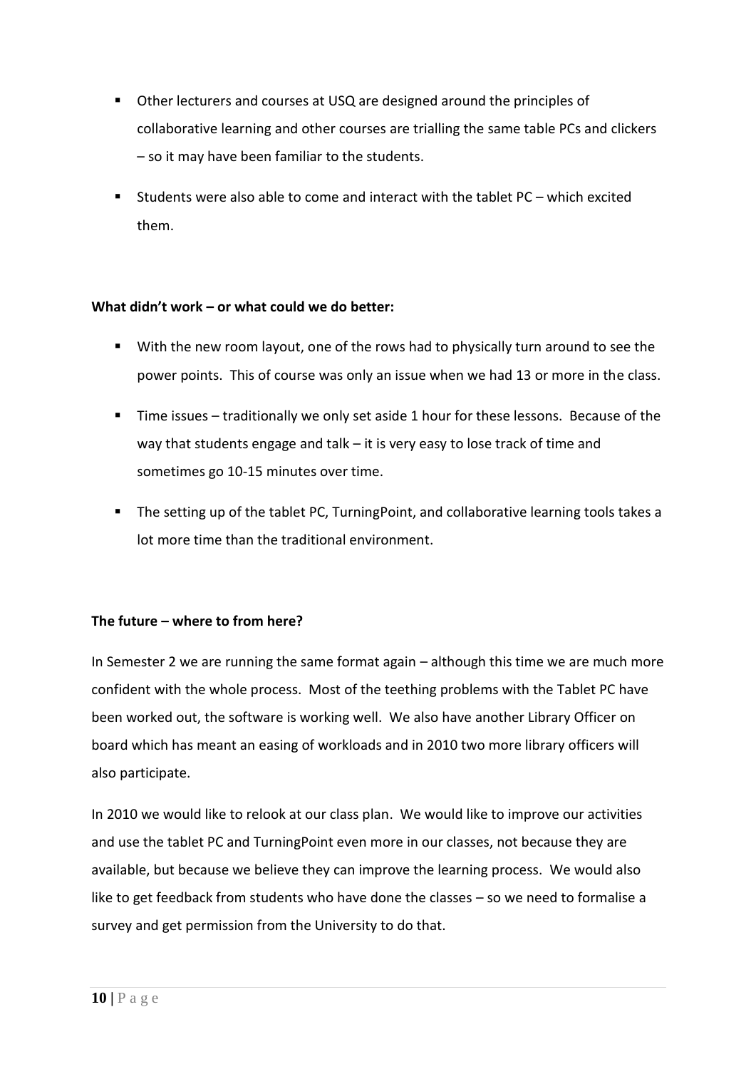- Other lecturers and courses at USQ are designed around the principles of collaborative learning and other courses are trialling the same table PCs and clickers – so it may have been familiar to the students.
- Students were also able to come and interact with the tablet PC – which excited them.

**What didn't work – or what could we do better:**

- With the new room layout, one of the rows had to physically turn around to see the power points. This of course was only an issue when we had 13 or more in the class.
- Time issues – traditionally we only set aside 1 hour for these lessons. Because of the way that students engage and talk – it is very easy to lose track of time and sometimes go 10-15 minutes over time.
- The setting up of the tablet PC, TurningPoint, and collaborative learning tools takes a lot more time than the traditional environment.

**The future – where to from here?**

In Semester 2 we are running the same format again – although this time we are much more confident with the whole process. Most of the teething problems with the Tablet PC have been worked out, the software is working well. We also have another Library Officer on board which has meant an easing of workloads and in 2010 two more library officers will also participate.

In 2010 we would like to relook at our class plan. We would like to improve our activities and use the tablet PC and TurningPoint even more in our classes, not because they are available, but because we believe they can improve the learning process. We would also like to get feedback from students who have done the classes – so we need to formalise a survey and get permission from the University to do that.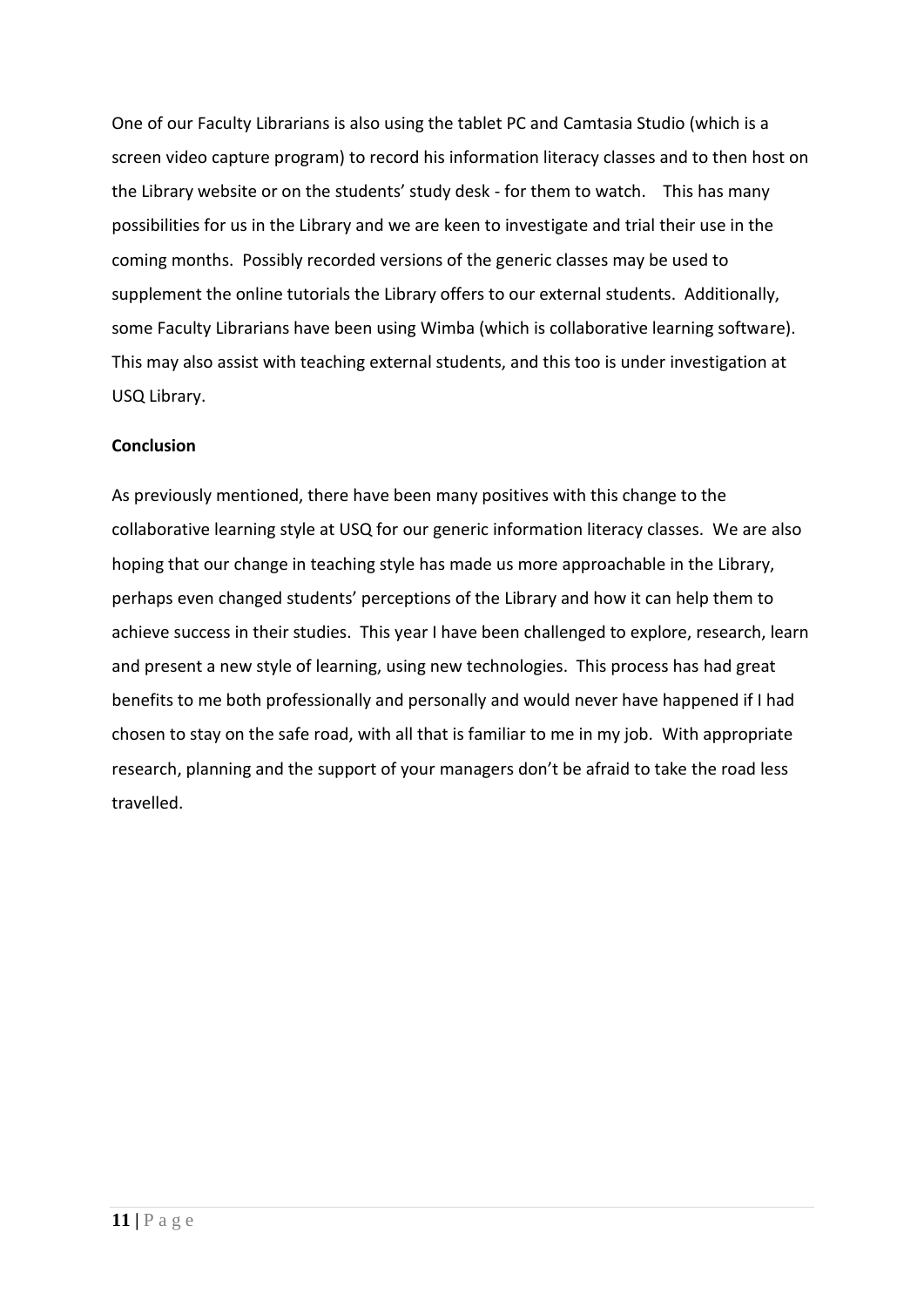One of our Faculty Librarians is also using the tablet PC and Camtasia Studio (which is a screen video capture program) to record his information literacy classes and to then host on the Library website or on the students' study desk - for them to watch. This has many possibilities for us in the Library and we are keen to investigate and trial their use in the coming months. Possibly recorded versions of the generic classes may be used to supplement the online tutorials the Library offers to our external students. Additionally, some Faculty Librarians have been using Wimba (which is collaborative learning software). This may also assist with teaching external students, and this too is under investigation at USQ Library.

**Conclusion**

As previously mentioned, there have been many positives with this change to the collaborative learning style at USQ for our generic information literacy classes. We are also hoping that our change in teaching style has made us more approachable in the Library, perhaps even changed students' perceptions of the Library and how it can help them to achieve success in their studies. This year I have been challenged to explore, research, learn and present a new style of learning, using new technologies. This process has had great benefits to me both professionally and personally and would never have happened if I had chosen to stay on the safe road, with all that is familiar to me in my job. With appropriate research, planning and the support of your managers don't be afraid to take the road less travelled.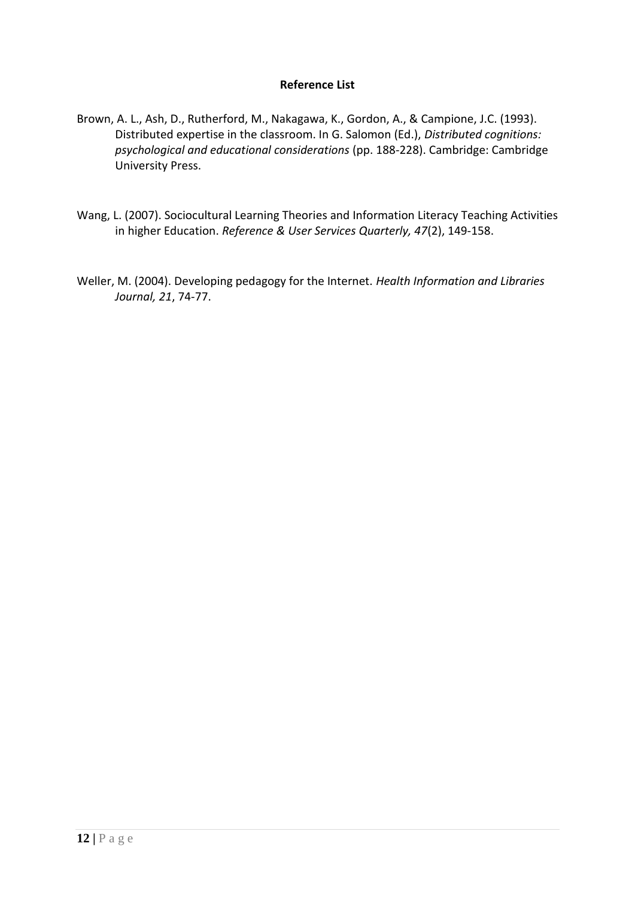**Reference List**

Brown, A. L., Ash, D., Rutherford, M., Nakagawa, K., Gordon, A., & Campione, J.C. (1993). Distributed expertise in the classroom. In G. Salomon (Ed.), *Distributed cognitions: psychological and educational considerations* (pp. 188-228). Cambridge: Cambridge University Press.

Wang, L. (2007). Sociocultural Learning Theories and Information Literacy Teaching Activities in higher Education. *Reference & User Services Quarterly, 47*(2), 149-158.

Weller, M. (2004). Developing pedagogy for the Internet. *Health Information and Libraries Journal, 21*, 74-77.